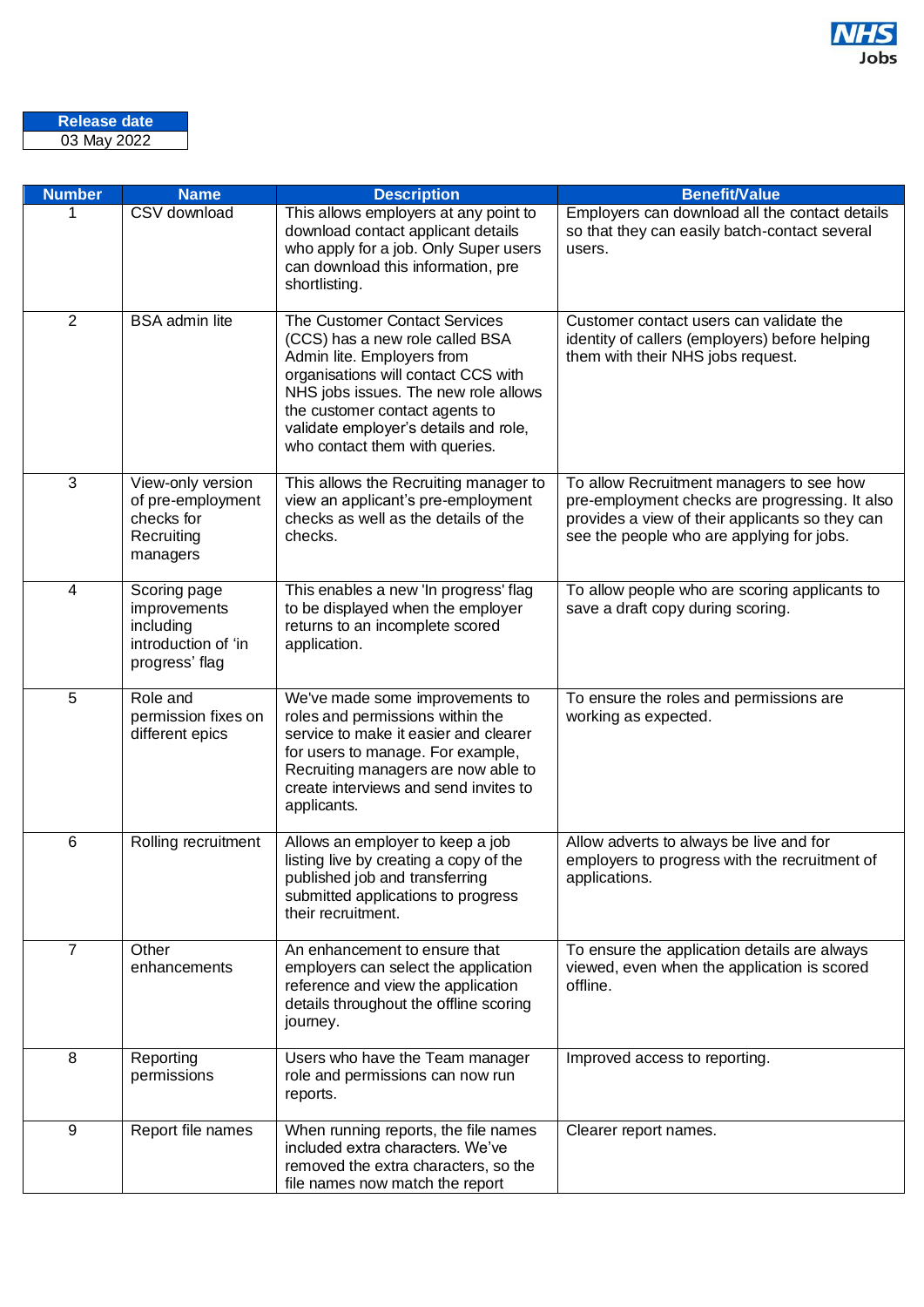| Release date |
|---|
| 03 May 2022 |

| Number | Name | Description | Benefit/Value |
|---|---|---|---|
| 1 | CSV download | This allows employers at any point to download contact applicant details who apply for a job. Only Super users can download this information, pre shortlisting. | Employers can download all the contact details so that they can easily batch-contact several users. |
| 2 | BSA admin lite | The Customer Contact Services (CCS) has a new role called BSA Admin lite. Employers from organisations will contact CCS with NHS jobs issues. The new role allows the customer contact agents to validate employer's details and role, who contact them with queries. | Customer contact users can validate the identity of callers (employers) before helping them with their NHS jobs request. |
| 3 | View-only version of pre-employment checks for Recruiting managers | This allows the Recruiting manager to view an applicant's pre-employment checks as well as the details of the checks. | To allow Recruitment managers to see how pre-employment checks are progressing. It also provides a view of their applicants so they can see the people who are applying for jobs. |
| 4 | Scoring page improvements including introduction of 'in progress' flag | This enables a new 'In progress' flag to be displayed when the employer returns to an incomplete scored application. | To allow people who are scoring applicants to save a draft copy during scoring. |
| 5 | Role and permission fixes on different epics | We've made some improvements to roles and permissions within the service to make it easier and clearer for users to manage. For example, Recruiting managers are now able to create interviews and send invites to applicants. | To ensure the roles and permissions are working as expected. |
| 6 | Rolling recruitment | Allows an employer to keep a job listing live by creating a copy of the published job and transferring submitted applications to progress their recruitment. | Allow adverts to always be live and for employers to progress with the recruitment of applications. |
| 7 | Other enhancements | An enhancement to ensure that employers can select the application reference and view the application details throughout the offline scoring journey. | To ensure the application details are always viewed, even when the application is scored offline. |
| 8 | Reporting permissions | Users who have the Team manager role and permissions can now run reports. | Improved access to reporting. |
| 9 | Report file names | When running reports, the file names included extra characters. We've removed the extra characters, so the file names now match the report | Clearer report names. |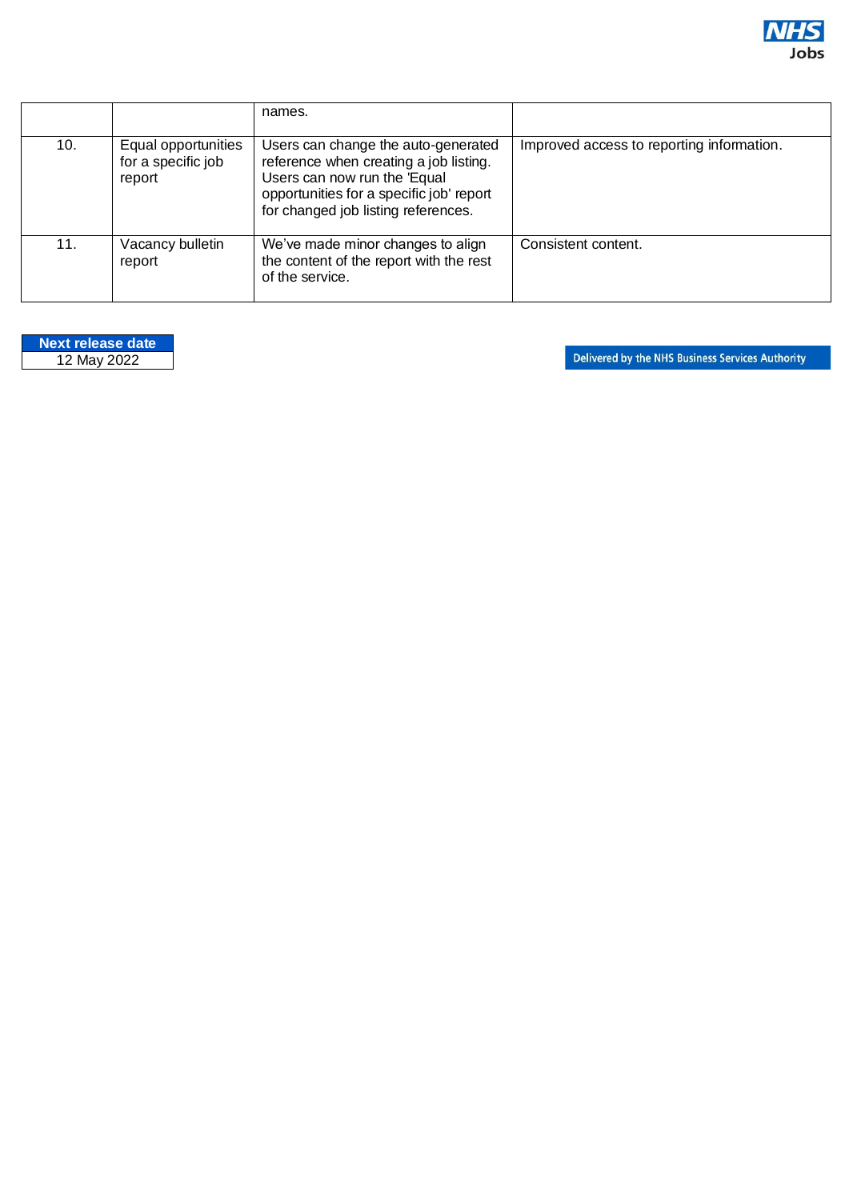| | | | |
|---|---|---|---|
| | | names. | |
| 10. | Equal opportunities for a specific job report | Users can change the auto-generated reference when creating a job listing. Users can now run the 'Equal opportunities for a specific job' report for changed job listing references. | Improved access to reporting information. |
| 11. | Vacancy bulletin report | We've made minor changes to align the content of the report with the rest of the service. | Consistent content. |

| Next release date |
|---|
| 12 May 2022 |

Delivered by the NHS Business Services Authority